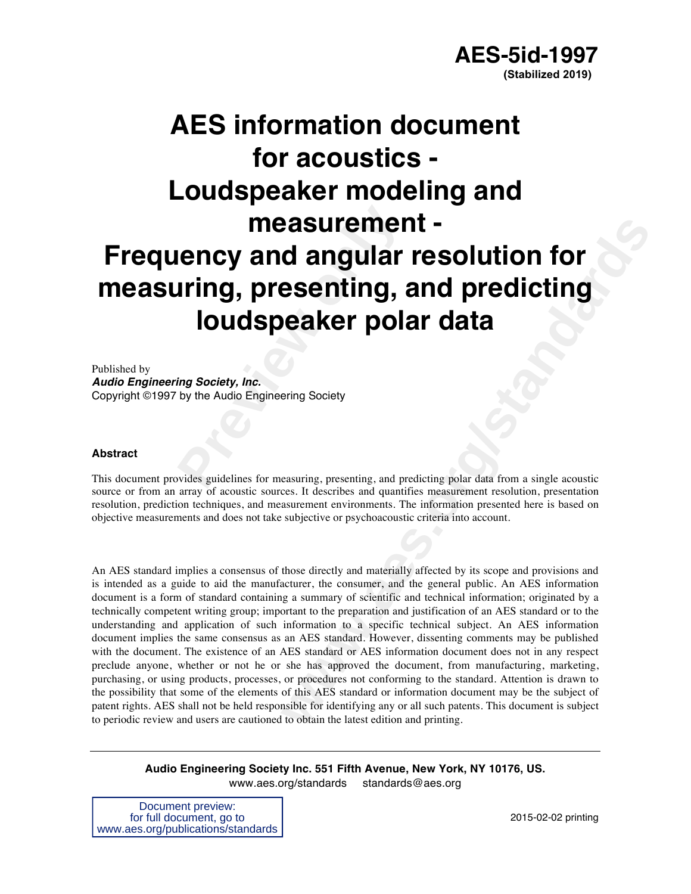**AES-5id-1997**
**(Stabilized 2019)**

# AES information document for acoustics - Loudspeaker modeling and measurement - Frequency and angular resolution for measuring, presenting, and predicting loudspeaker polar data

Published by
***Audio Engineering Society, Inc.***
Copyright ©1997 by the Audio Engineering Society

### Abstract

This document provides guidelines for measuring, presenting, and predicting polar data from a single acoustic source or from an array of acoustic sources. It describes and quantifies measurement resolution, presentation resolution, prediction techniques, and measurement environments. The information presented here is based on objective measurements and does not take subjective or psychoacoustic criteria into account.

An AES standard implies a consensus of those directly and materially affected by its scope and provisions and is intended as a guide to aid the manufacturer, the consumer, and the general public. An AES information document is a form of standard containing a summary of scientific and technical information; originated by a technically competent writing group; important to the preparation and justification of an AES standard or to the understanding and application of such information to a specific technical subject. An AES information document implies the same consensus as an AES standard. However, dissenting comments may be published with the document. The existence of an AES standard or AES information document does not in any respect preclude anyone, whether or not he or she has approved the document, from manufacturing, marketing, purchasing, or using products, processes, or procedures not conforming to the standard. Attention is drawn to the possibility that some of the elements of this AES standard or information document may be the subject of patent rights. AES shall not be held responsible for identifying any or all such patents. This document is subject to periodic review and users are cautioned to obtain the latest edition and printing.

**Audio Engineering Society Inc. 551 Fifth Avenue, New York, NY 10176, US.**
www.aes.org/standards standards@aes.org

Document preview:
for full document, go to
www.aes.org/publications/standards

2015-02-02 printing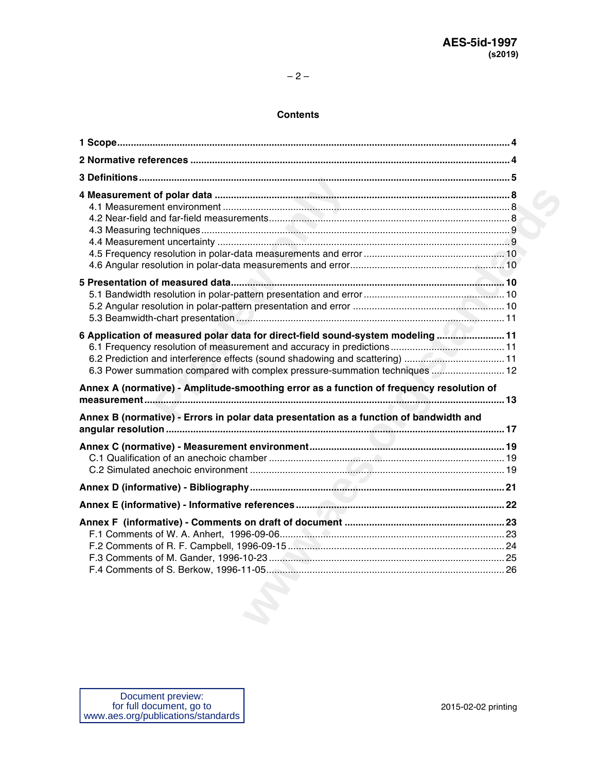## Contents

**1 Scope** .......... 4

**2 Normative references** .......... 4

**3 Definitions** .......... 5

**4 Measurement of polar data** .......... 8
- 4.1 Measurement environment .......... 8
- 4.2 Near-field and far-field measurements .......... 8
- 4.3 Measuring techniques .......... 9
- 4.4 Measurement uncertainty .......... 9
- 4.5 Frequency resolution in polar-data measurements and error .......... 10
- 4.6 Angular resolution in polar-data measurements and error .......... 10

**5 Presentation of measured data** .......... 10
- 5.1 Bandwidth resolution in polar-pattern presentation and error .......... 10
- 5.2 Angular resolution in polar-pattern presentation and error .......... 10
- 5.3 Beamwidth-chart presentation .......... 11

**6 Application of measured polar data for direct-field sound-system modeling** .......... 11
- 6.1 Frequency resolution of measurement and accuracy in predictions .......... 11
- 6.2 Prediction and interference effects (sound shadowing and scattering) .......... 11
- 6.3 Power summation compared with complex pressure-summation techniques .......... 12

**Annex A (normative) - Amplitude-smoothing error as a function of frequency resolution of measurement** .......... 13

**Annex B (normative) - Errors in polar data presentation as a function of bandwidth and angular resolution** .......... 17

**Annex C (normative) - Measurement environment** .......... 19
- C.1 Qualification of an anechoic chamber .......... 19
- C.2 Simulated anechoic environment .......... 19

**Annex D (informative) - Bibliography** .......... 21

**Annex E (informative) - Informative references** .......... 22

**Annex F (informative) - Comments on draft of document** .......... 23
- F.1 Comments of W. A. Anhert, 1996-09-06 .......... 23
- F.2 Comments of R. F. Campbell, 1996-09-15 .......... 24
- F.3 Comments of M. Gander, 1996-10-23 .......... 25
- F.4 Comments of S. Berkow, 1996-11-05 .......... 26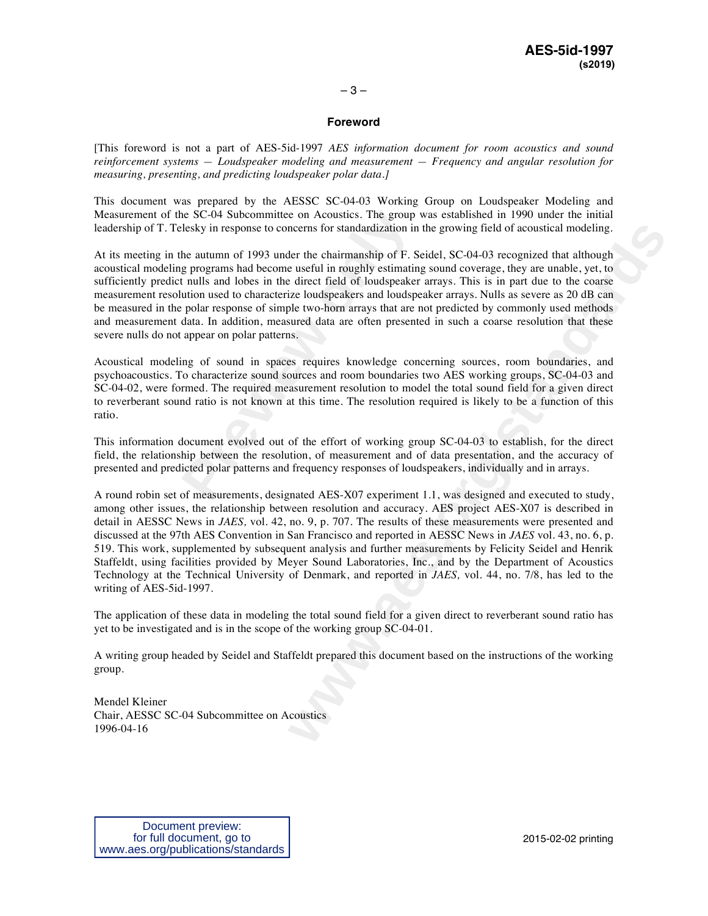## Foreword

[This foreword is not a part of AES-5id-1997 *AES information document for room acoustics and sound reinforcement systems — Loudspeaker modeling and measurement — Frequency and angular resolution for measuring, presenting, and predicting loudspeaker polar data.*]

This document was prepared by the AESSC SC-04-03 Working Group on Loudspeaker Modeling and Measurement of the SC-04 Subcommittee on Acoustics. The group was established in 1990 under the initial leadership of T. Telesky in response to concerns for standardization in the growing field of acoustical modeling.

At its meeting in the autumn of 1993 under the chairmanship of F. Seidel, SC-04-03 recognized that although acoustical modeling programs had become useful in roughly estimating sound coverage, they are unable, yet, to sufficiently predict nulls and lobes in the direct field of loudspeaker arrays. This is in part due to the coarse measurement resolution used to characterize loudspeakers and loudspeaker arrays. Nulls as severe as 20 dB can be measured in the polar response of simple two-horn arrays that are not predicted by commonly used methods and measurement data. In addition, measured data are often presented in such a coarse resolution that these severe nulls do not appear on polar patterns.

Acoustical modeling of sound in spaces requires knowledge concerning sources, room boundaries, and psychoacoustics. To characterize sound sources and room boundaries two AES working groups, SC-04-03 and SC-04-02, were formed. The required measurement resolution to model the total sound field for a given direct to reverberant sound ratio is not known at this time. The resolution required is likely to be a function of this ratio.

This information document evolved out of the effort of working group SC-04-03 to establish, for the direct field, the relationship between the resolution, of measurement and of data presentation, and the accuracy of presented and predicted polar patterns and frequency responses of loudspeakers, individually and in arrays.

A round robin set of measurements, designated AES-X07 experiment 1.1, was designed and executed to study, among other issues, the relationship between resolution and accuracy. AES project AES-X07 is described in detail in AESSC News in *JAES,* vol. 42, no. 9, p. 707. The results of these measurements were presented and discussed at the 97th AES Convention in San Francisco and reported in AESSC News in *JAES* vol. 43, no. 6, p. 519. This work, supplemented by subsequent analysis and further measurements by Felicity Seidel and Henrik Staffeldt, using facilities provided by Meyer Sound Laboratories, Inc., and by the Department of Acoustics Technology at the Technical University of Denmark, and reported in *JAES,* vol. 44, no. 7/8, has led to the writing of AES-5id-1997.

The application of these data in modeling the total sound field for a given direct to reverberant sound ratio has yet to be investigated and is in the scope of the working group SC-04-01.

A writing group headed by Seidel and Staffeldt prepared this document based on the instructions of the working group.

Mendel Kleiner
Chair, AESSC SC-04 Subcommittee on Acoustics
1996-04-16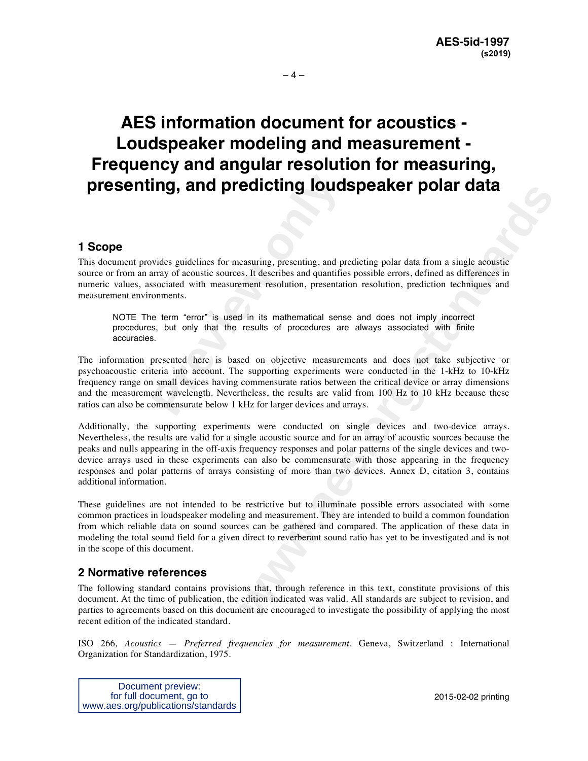# AES information document for acoustics - Loudspeaker modeling and measurement - Frequency and angular resolution for measuring, presenting, and predicting loudspeaker polar data

## 1 Scope

This document provides guidelines for measuring, presenting, and predicting polar data from a single acoustic source or from an array of acoustic sources. It describes and quantifies possible errors, defined as differences in numeric values, associated with measurement resolution, presentation resolution, prediction techniques and measurement environments.

> NOTE The term "error" is used in its mathematical sense and does not imply incorrect procedures, but only that the results of procedures are always associated with finite accuracies.

The information presented here is based on objective measurements and does not take subjective or psychoacoustic criteria into account. The supporting experiments were conducted in the 1-kHz to 10-kHz frequency range on small devices having commensurate ratios between the critical device or array dimensions and the measurement wavelength. Nevertheless, the results are valid from 100 Hz to 10 kHz because these ratios can also be commensurate below 1 kHz for larger devices and arrays.

Additionally, the supporting experiments were conducted on single devices and two-device arrays. Nevertheless, the results are valid for a single acoustic source and for an array of acoustic sources because the peaks and nulls appearing in the off-axis frequency responses and polar patterns of the single devices and two-device arrays used in these experiments can also be commensurate with those appearing in the frequency responses and polar patterns of arrays consisting of more than two devices. Annex D, citation 3, contains additional information.

These guidelines are not intended to be restrictive but to illuminate possible errors associated with some common practices in loudspeaker modeling and measurement. They are intended to build a common foundation from which reliable data on sound sources can be gathered and compared. The application of these data in modeling the total sound field for a given direct to reverberant sound ratio has yet to be investigated and is not in the scope of this document.

## 2 Normative references

The following standard contains provisions that, through reference in this text, constitute provisions of this document. At the time of publication, the edition indicated was valid. All standards are subject to revision, and parties to agreements based on this document are encouraged to investigate the possibility of applying the most recent edition of the indicated standard.

ISO 266, *Acoustics — Preferred frequencies for measurement*. Geneva, Switzerland : International Organization for Standardization, 1975.

Document preview:
for full document, go to
www.aes.org/publications/standards